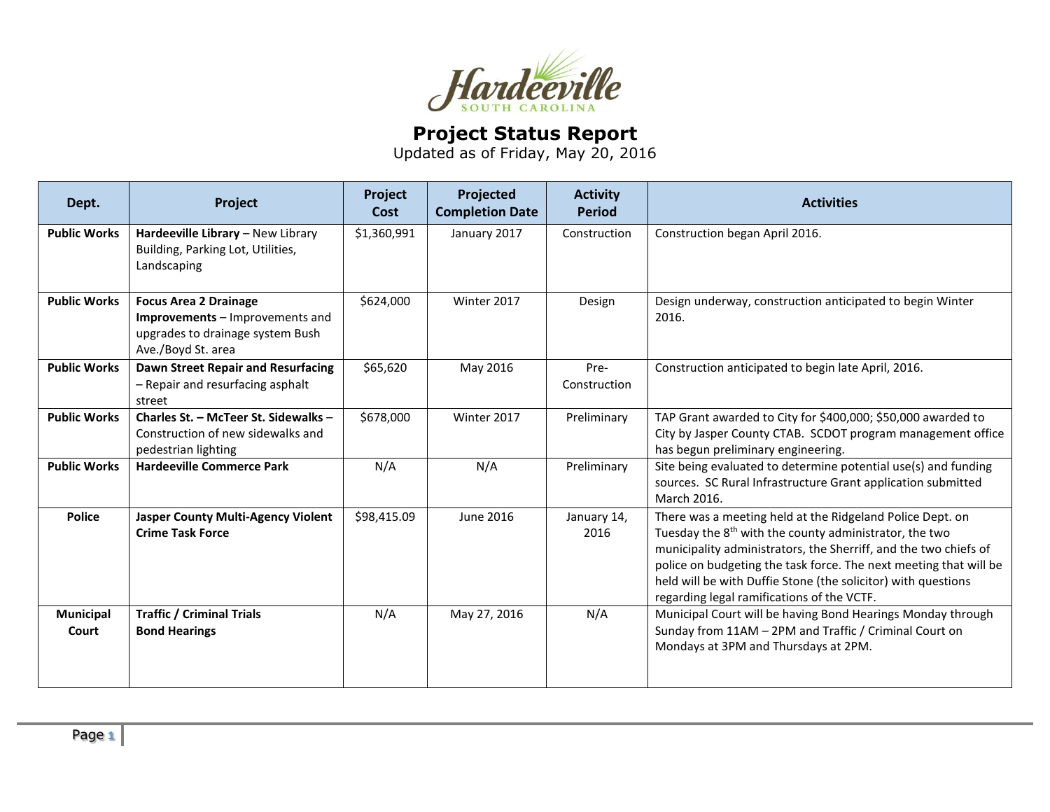Hardeeville
SOUTH CAROLINA

# Project Status Report

Updated as of Friday, May 20, 2016

| Dept. | Project | Project Cost | Projected Completion Date | Activity Period | Activities |
|---|---|---|---|---|---|
| **Public Works** | **Hardeeville Library** – New Library Building, Parking Lot, Utilities, Landscaping | $1,360,991 | January 2017 | Construction | Construction began April 2016. |
| **Public Works** | **Focus Area 2 Drainage Improvements** – Improvements and upgrades to drainage system Bush Ave./Boyd St. area | $624,000 | Winter 2017 | Design | Design underway, construction anticipated to begin Winter 2016. |
| **Public Works** | **Dawn Street Repair and Resurfacing** – Repair and resurfacing asphalt street | $65,620 | May 2016 | Pre-Construction | Construction anticipated to begin late April, 2016. |
| **Public Works** | **Charles St. – McTeer St. Sidewalks** – Construction of new sidewalks and pedestrian lighting | $678,000 | Winter 2017 | Preliminary | TAP Grant awarded to City for $400,000; $50,000 awarded to City by Jasper County CTAB. SCDOT program management office has begun preliminary engineering. |
| **Public Works** | **Hardeeville Commerce Park** | N/A | N/A | Preliminary | Site being evaluated to determine potential use(s) and funding sources. SC Rural Infrastructure Grant application submitted March 2016. |
| **Police** | **Jasper County Multi-Agency Violent Crime Task Force** | $98,415.09 | June 2016 | January 14, 2016 | There was a meeting held at the Ridgeland Police Dept. on Tuesday the 8th with the county administrator, the two municipality administrators, the Sherriff, and the two chiefs of police on budgeting the task force. The next meeting that will be held will be with Duffie Stone (the solicitor) with questions regarding legal ramifications of the VCTF. |
| **Municipal Court** | **Traffic / Criminal Trials Bond Hearings** | N/A | May 27, 2016 | N/A | Municipal Court will be having Bond Hearings Monday through Sunday from 11AM – 2PM and Traffic / Criminal Court on Mondays at 3PM and Thursdays at 2PM. |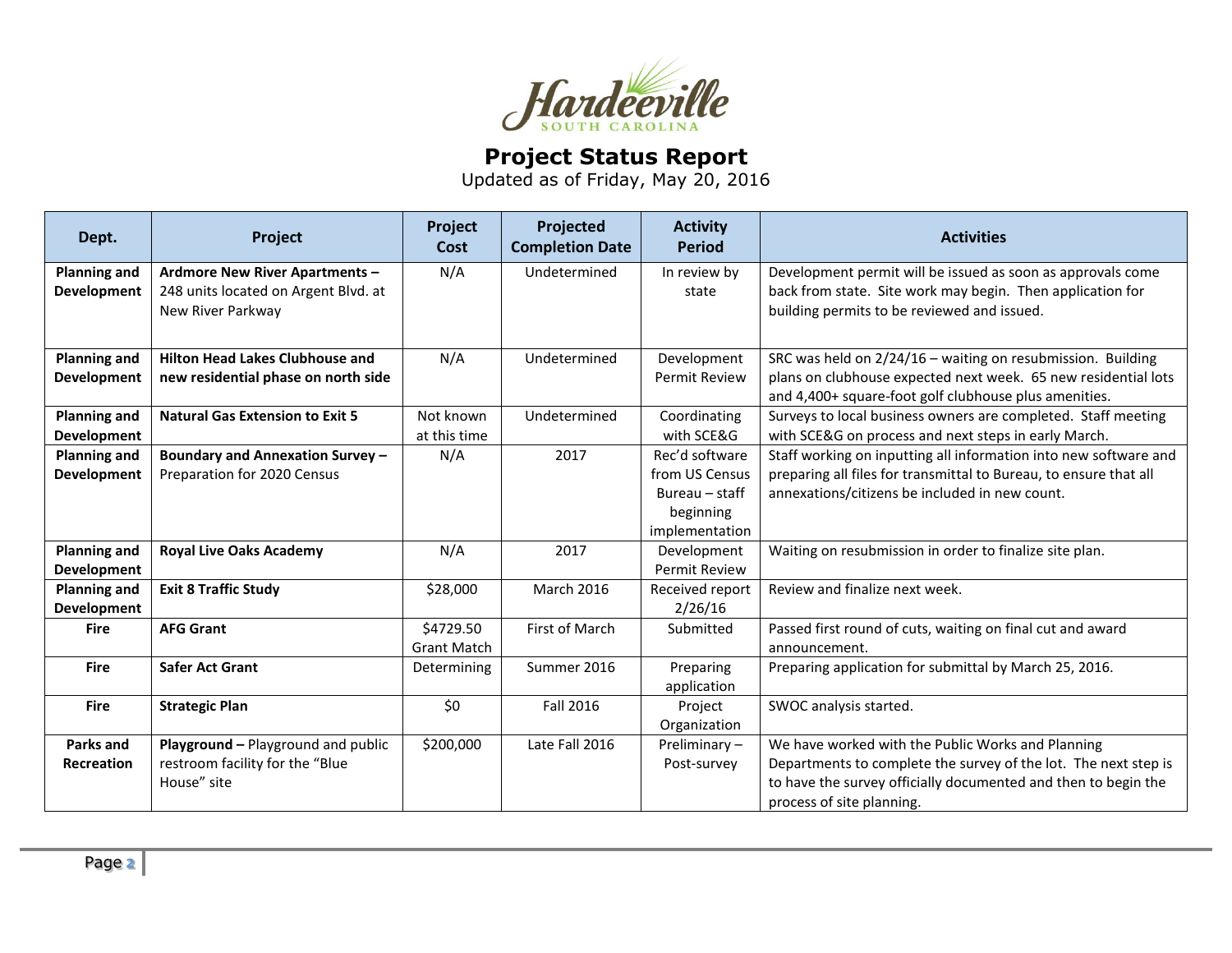Hardeeville
SOUTH CAROLINA

# Project Status Report

Updated as of Friday, May 20, 2016

| Dept. | Project | Project Cost | Projected Completion Date | Activity Period | Activities |
|---|---|---|---|---|---|
| **Planning and Development** | **Ardmore New River Apartments –** 248 units located on Argent Blvd. at New River Parkway | N/A | Undetermined | In review by state | Development permit will be issued as soon as approvals come back from state. Site work may begin. Then application for building permits to be reviewed and issued. |
| **Planning and Development** | **Hilton Head Lakes Clubhouse and new residential phase on north side** | N/A | Undetermined | Development Permit Review | SRC was held on 2/24/16 – waiting on resubmission. Building plans on clubhouse expected next week. 65 new residential lots and 4,400+ square-foot golf clubhouse plus amenities. |
| **Planning and Development** | **Natural Gas Extension to Exit 5** | Not known at this time | Undetermined | Coordinating with SCE&G | Surveys to local business owners are completed. Staff meeting with SCE&G on process and next steps in early March. |
| **Planning and Development** | **Boundary and Annexation Survey –** Preparation for 2020 Census | N/A | 2017 | Rec'd software from US Census Bureau – staff beginning implementation | Staff working on inputting all information into new software and preparing all files for transmittal to Bureau, to ensure that all annexations/citizens be included in new count. |
| **Planning and Development** | **Royal Live Oaks Academy** | N/A | 2017 | Development Permit Review | Waiting on resubmission in order to finalize site plan. |
| **Planning and Development** | **Exit 8 Traffic Study** | $28,000 | March 2016 | Received report 2/26/16 | Review and finalize next week. |
| **Fire** | **AFG Grant** | $4729.50 Grant Match | First of March | Submitted | Passed first round of cuts, waiting on final cut and award announcement. |
| **Fire** | **Safer Act Grant** | Determining | Summer 2016 | Preparing application | Preparing application for submittal by March 25, 2016. |
| **Fire** | **Strategic Plan** | $0 | Fall 2016 | Project Organization | SWOC analysis started. |
| **Parks and Recreation** | **Playground –** Playground and public restroom facility for the "Blue House" site | $200,000 | Late Fall 2016 | Preliminary – Post-survey | We have worked with the Public Works and Planning Departments to complete the survey of the lot. The next step is to have the survey officially documented and then to begin the process of site planning. |